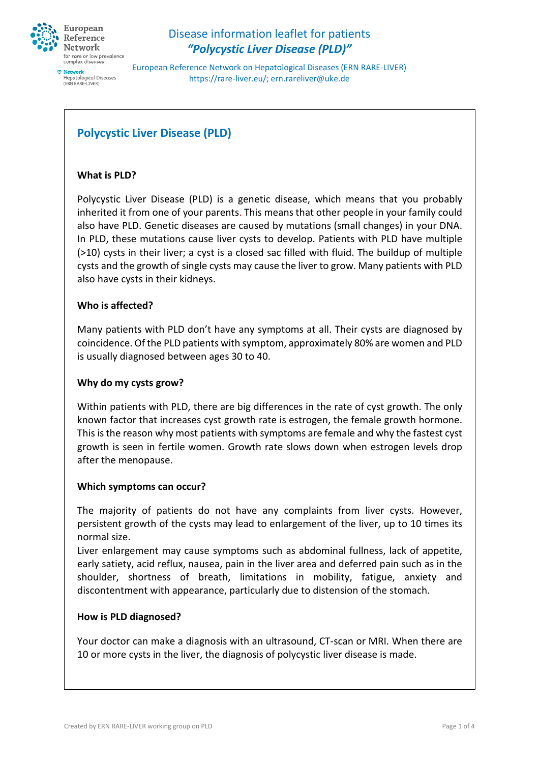Disease information leaflet for patients

*"Polycystic Liver Disease (PLD)"*

European Reference Network on Hepatological Diseases (ERN RARE-LIVER)
https://rare-liver.eu/; ern.rareliver@uke.de

## Polycystic Liver Disease (PLD)

**What is PLD?**

Polycystic Liver Disease (PLD) is a genetic disease, which means that you probably inherited it from one of your parents. This means that other people in your family could also have PLD. Genetic diseases are caused by mutations (small changes) in your DNA. In PLD, these mutations cause liver cysts to develop. Patients with PLD have multiple (>10) cysts in their liver; a cyst is a closed sac filled with fluid. The buildup of multiple cysts and the growth of single cysts may cause the liver to grow. Many patients with PLD also have cysts in their kidneys.

**Who is affected?**

Many patients with PLD don't have any symptoms at all. Their cysts are diagnosed by coincidence. Of the PLD patients with symptom, approximately 80% are women and PLD is usually diagnosed between ages 30 to 40.

**Why do my cysts grow?**

Within patients with PLD, there are big differences in the rate of cyst growth. The only known factor that increases cyst growth rate is estrogen, the female growth hormone. This is the reason why most patients with symptoms are female and why the fastest cyst growth is seen in fertile women. Growth rate slows down when estrogen levels drop after the menopause.

**Which symptoms can occur?**

The majority of patients do not have any complaints from liver cysts. However, persistent growth of the cysts may lead to enlargement of the liver, up to 10 times its normal size.

Liver enlargement may cause symptoms such as abdominal fullness, lack of appetite, early satiety, acid reflux, nausea, pain in the liver area and deferred pain such as in the shoulder, shortness of breath, limitations in mobility, fatigue, anxiety and discontentment with appearance, particularly due to distension of the stomach.

**How is PLD diagnosed?**

Your doctor can make a diagnosis with an ultrasound, CT-scan or MRI. When there are 10 or more cysts in the liver, the diagnosis of polycystic liver disease is made.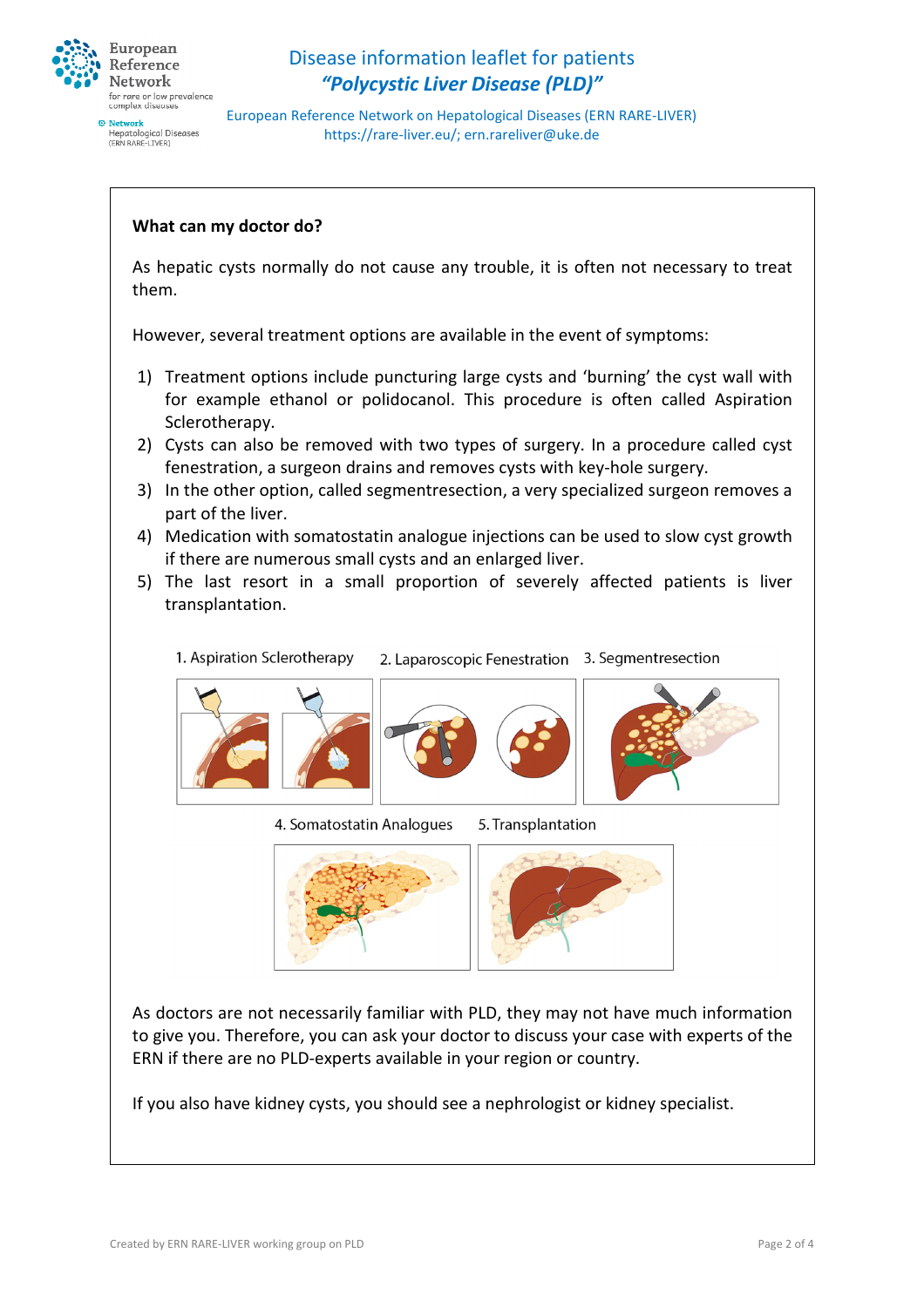**What can my doctor do?**

As hepatic cysts normally do not cause any trouble, it is often not necessary to treat them.

However, several treatment options are available in the event of symptoms:

1) Treatment options include puncturing large cysts and 'burning' the cyst wall with for example ethanol or polidocanol. This procedure is often called Aspiration Sclerotherapy.
2) Cysts can also be removed with two types of surgery. In a procedure called cyst fenestration, a surgeon drains and removes cysts with key-hole surgery.
3) In the other option, called segmentresection, a very specialized surgeon removes a part of the liver.
4) Medication with somatostatin analogue injections can be used to slow cyst growth if there are numerous small cysts and an enlarged liver.
5) The last resort in a small proportion of severely affected patients is liver transplantation.

1. Aspiration Sclerotherapy 2. Laparoscopic Fenestration 3. Segmentresection

4. Somatostatin Analogues 5. Transplantation

As doctors are not necessarily familiar with PLD, they may not have much information to give you. Therefore, you can ask your doctor to discuss your case with experts of the ERN if there are no PLD-experts available in your region or country.

If you also have kidney cysts, you should see a nephrologist or kidney specialist.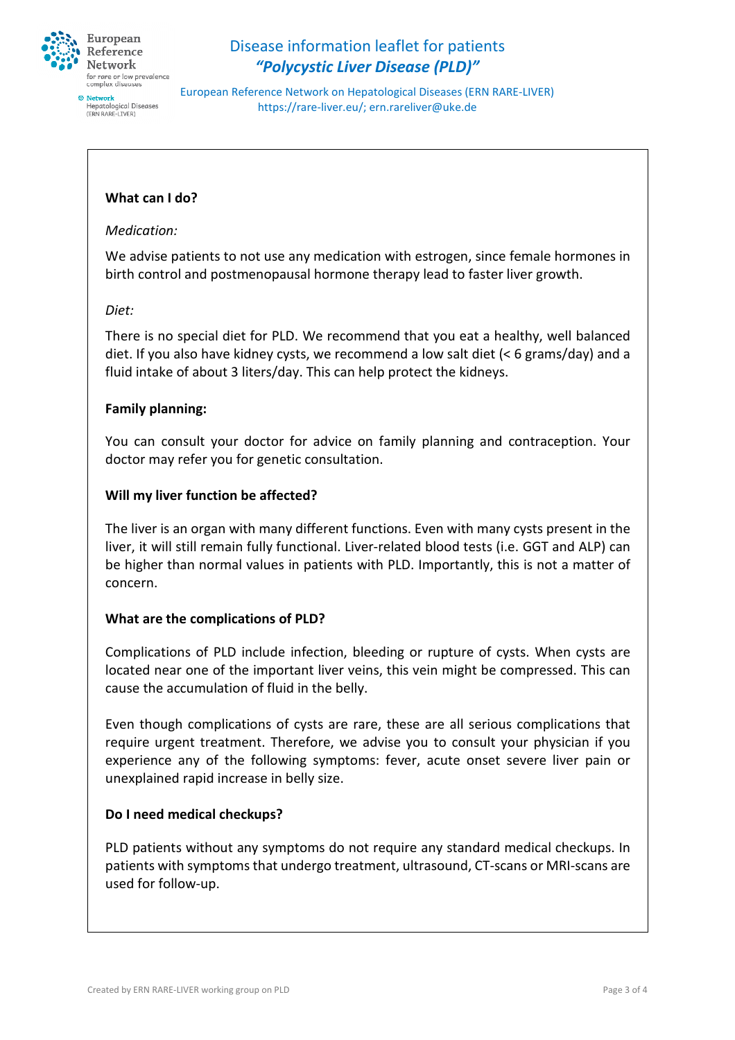## What can I do?

*Medication:*

We advise patients to not use any medication with estrogen, since female hormones in birth control and postmenopausal hormone therapy lead to faster liver growth.

*Diet:*

There is no special diet for PLD. We recommend that you eat a healthy, well balanced diet. If you also have kidney cysts, we recommend a low salt diet (< 6 grams/day) and a fluid intake of about 3 liters/day. This can help protect the kidneys.

## Family planning:

You can consult your doctor for advice on family planning and contraception. Your doctor may refer you for genetic consultation.

## Will my liver function be affected?

The liver is an organ with many different functions. Even with many cysts present in the liver, it will still remain fully functional. Liver-related blood tests (i.e. GGT and ALP) can be higher than normal values in patients with PLD. Importantly, this is not a matter of concern.

## What are the complications of PLD?

Complications of PLD include infection, bleeding or rupture of cysts. When cysts are located near one of the important liver veins, this vein might be compressed. This can cause the accumulation of fluid in the belly.

Even though complications of cysts are rare, these are all serious complications that require urgent treatment. Therefore, we advise you to consult your physician if you experience any of the following symptoms: fever, acute onset severe liver pain or unexplained rapid increase in belly size.

## Do I need medical checkups?

PLD patients without any symptoms do not require any standard medical checkups. In patients with symptoms that undergo treatment, ultrasound, CT-scans or MRI-scans are used for follow-up.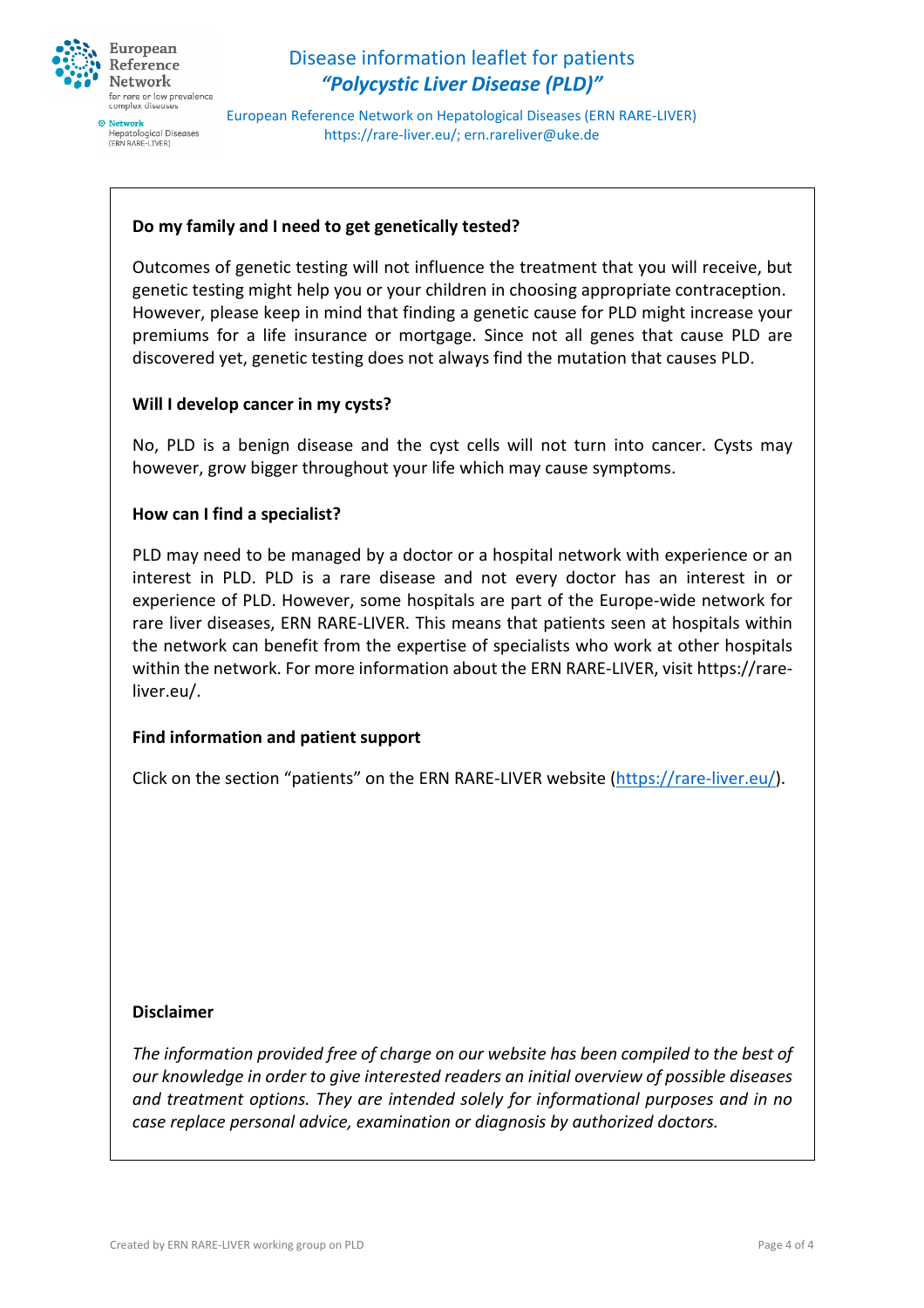**Do my family and I need to get genetically tested?**

Outcomes of genetic testing will not influence the treatment that you will receive, but genetic testing might help you or your children in choosing appropriate contraception. However, please keep in mind that finding a genetic cause for PLD might increase your premiums for a life insurance or mortgage. Since not all genes that cause PLD are discovered yet, genetic testing does not always find the mutation that causes PLD.

**Will I develop cancer in my cysts?**

No, PLD is a benign disease and the cyst cells will not turn into cancer. Cysts may however, grow bigger throughout your life which may cause symptoms.

**How can I find a specialist?**

PLD may need to be managed by a doctor or a hospital network with experience or an interest in PLD. PLD is a rare disease and not every doctor has an interest in or experience of PLD. However, some hospitals are part of the Europe-wide network for rare liver diseases, ERN RARE-LIVER. This means that patients seen at hospitals within the network can benefit from the expertise of specialists who work at other hospitals within the network. For more information about the ERN RARE-LIVER, visit https://rare-liver.eu/.

**Find information and patient support**

Click on the section "patients" on the ERN RARE-LIVER website (https://rare-liver.eu/).

**Disclaimer**

*The information provided free of charge on our website has been compiled to the best of our knowledge in order to give interested readers an initial overview of possible diseases and treatment options. They are intended solely for informational purposes and in no case replace personal advice, examination or diagnosis by authorized doctors.*